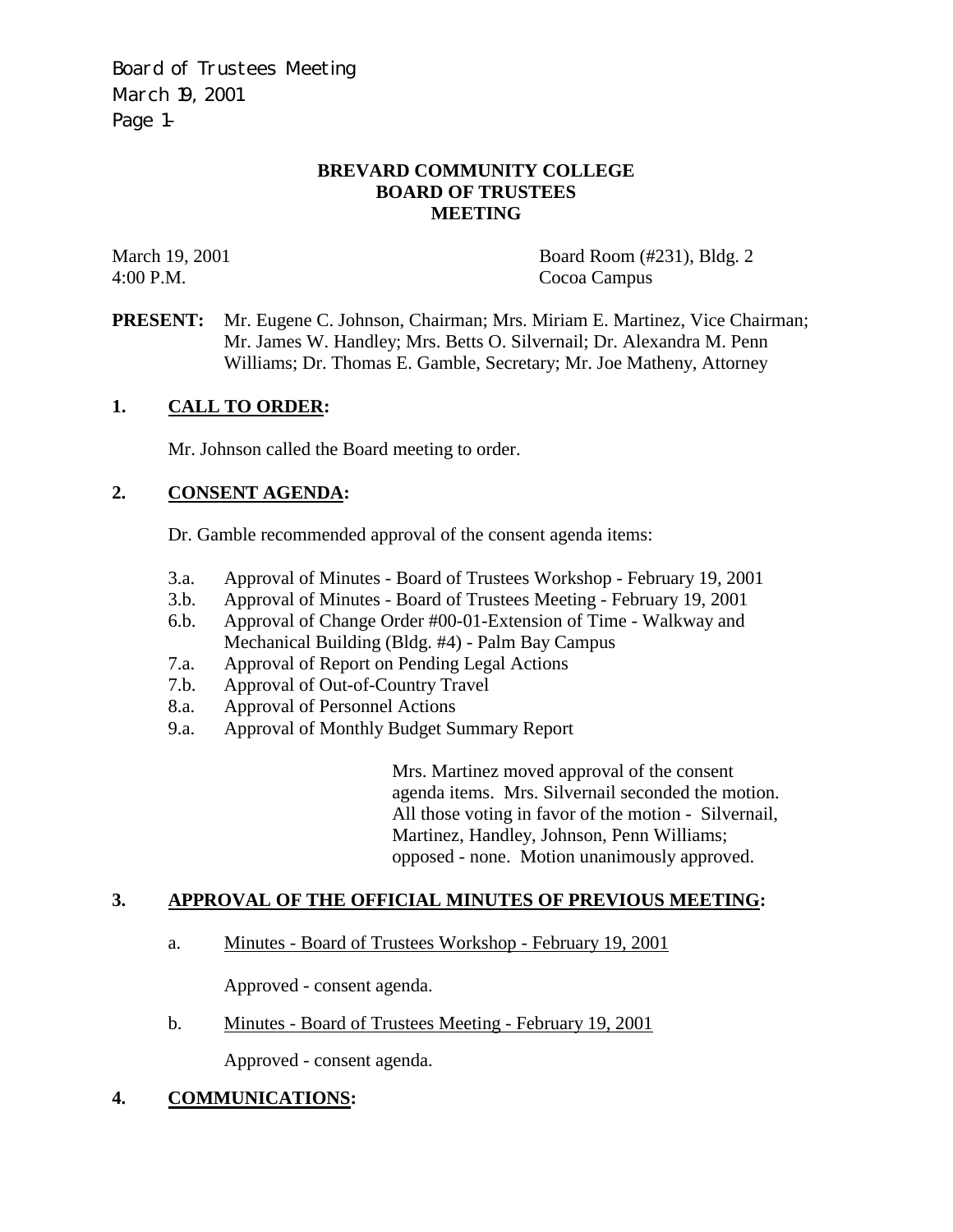# BREVARD COMMUNITY COLLEGE
# BOARD OF TRUSTEES
# MEETING

March 19, 2001
4:00 P.M.

Board Room (#231), Bldg. 2
Cocoa Campus

**PRESENT:** Mr. Eugene C. Johnson, Chairman; Mrs. Miriam E. Martinez, Vice Chairman; Mr. James W. Handley; Mrs. Betts O. Silvernail; Dr. Alexandra M. Penn Williams; Dr. Thomas E. Gamble, Secretary; Mr. Joe Matheny, Attorney

## 1. CALL TO ORDER:

Mr. Johnson called the Board meeting to order.

## 2. CONSENT AGENDA:

Dr. Gamble recommended approval of the consent agenda items:

- 3.a. Approval of Minutes - Board of Trustees Workshop - February 19, 2001
- 3.b. Approval of Minutes - Board of Trustees Meeting - February 19, 2001
- 6.b. Approval of Change Order #00-01-Extension of Time - Walkway and Mechanical Building (Bldg. #4) - Palm Bay Campus
- 7.a. Approval of Report on Pending Legal Actions
- 7.b. Approval of Out-of-Country Travel
- 8.a. Approval of Personnel Actions
- 9.a. Approval of Monthly Budget Summary Report

Mrs. Martinez moved approval of the consent agenda items. Mrs. Silvernail seconded the motion. All those voting in favor of the motion - Silvernail, Martinez, Handley, Johnson, Penn Williams; opposed - none. Motion unanimously approved.

## 3. APPROVAL OF THE OFFICIAL MINUTES OF PREVIOUS MEETING:

a. Minutes - Board of Trustees Workshop - February 19, 2001

Approved - consent agenda.

b. Minutes - Board of Trustees Meeting - February 19, 2001

Approved - consent agenda.

## 4. COMMUNICATIONS: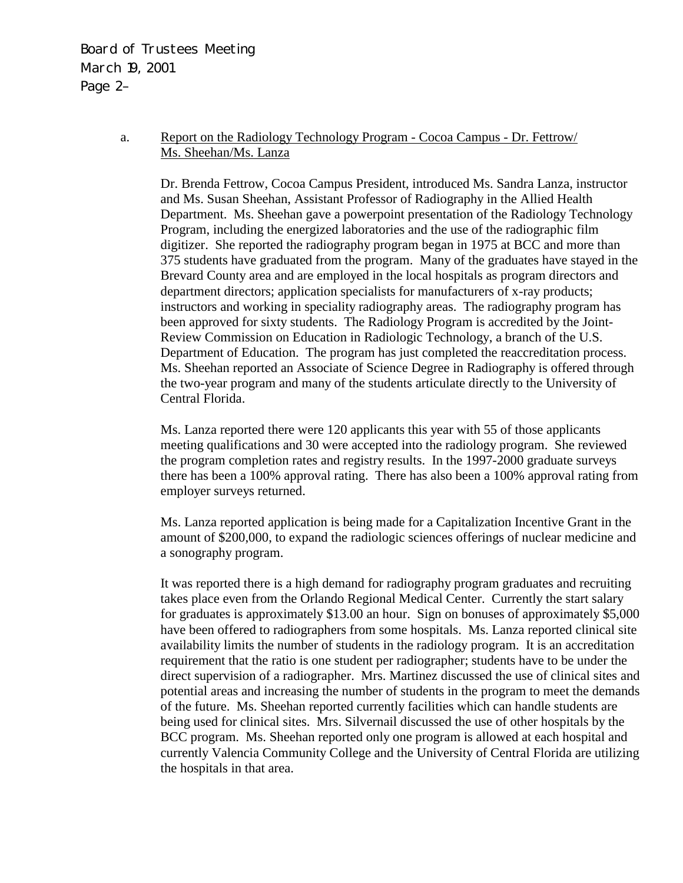a. Report on the Radiology Technology Program - Cocoa Campus - Dr. Fettrow/ Ms. Sheehan/Ms. Lanza

Dr. Brenda Fettrow, Cocoa Campus President, introduced Ms. Sandra Lanza, instructor and Ms. Susan Sheehan, Assistant Professor of Radiography in the Allied Health Department. Ms. Sheehan gave a powerpoint presentation of the Radiology Technology Program, including the energized laboratories and the use of the radiographic film digitizer. She reported the radiography program began in 1975 at BCC and more than 375 students have graduated from the program. Many of the graduates have stayed in the Brevard County area and are employed in the local hospitals as program directors and department directors; application specialists for manufacturers of x-ray products; instructors and working in speciality radiography areas. The radiography program has been approved for sixty students. The Radiology Program is accredited by the Joint-Review Commission on Education in Radiologic Technology, a branch of the U.S. Department of Education. The program has just completed the reaccreditation process. Ms. Sheehan reported an Associate of Science Degree in Radiography is offered through the two-year program and many of the students articulate directly to the University of Central Florida.

Ms. Lanza reported there were 120 applicants this year with 55 of those applicants meeting qualifications and 30 were accepted into the radiology program. She reviewed the program completion rates and registry results. In the 1997-2000 graduate surveys there has been a 100% approval rating. There has also been a 100% approval rating from employer surveys returned.

Ms. Lanza reported application is being made for a Capitalization Incentive Grant in the amount of $200,000, to expand the radiologic sciences offerings of nuclear medicine and a sonography program.

It was reported there is a high demand for radiography program graduates and recruiting takes place even from the Orlando Regional Medical Center. Currently the start salary for graduates is approximately $13.00 an hour. Sign on bonuses of approximately $5,000 have been offered to radiographers from some hospitals. Ms. Lanza reported clinical site availability limits the number of students in the radiology program. It is an accreditation requirement that the ratio is one student per radiographer; students have to be under the direct supervision of a radiographer. Mrs. Martinez discussed the use of clinical sites and potential areas and increasing the number of students in the program to meet the demands of the future. Ms. Sheehan reported currently facilities which can handle students are being used for clinical sites. Mrs. Silvernail discussed the use of other hospitals by the BCC program. Ms. Sheehan reported only one program is allowed at each hospital and currently Valencia Community College and the University of Central Florida are utilizing the hospitals in that area.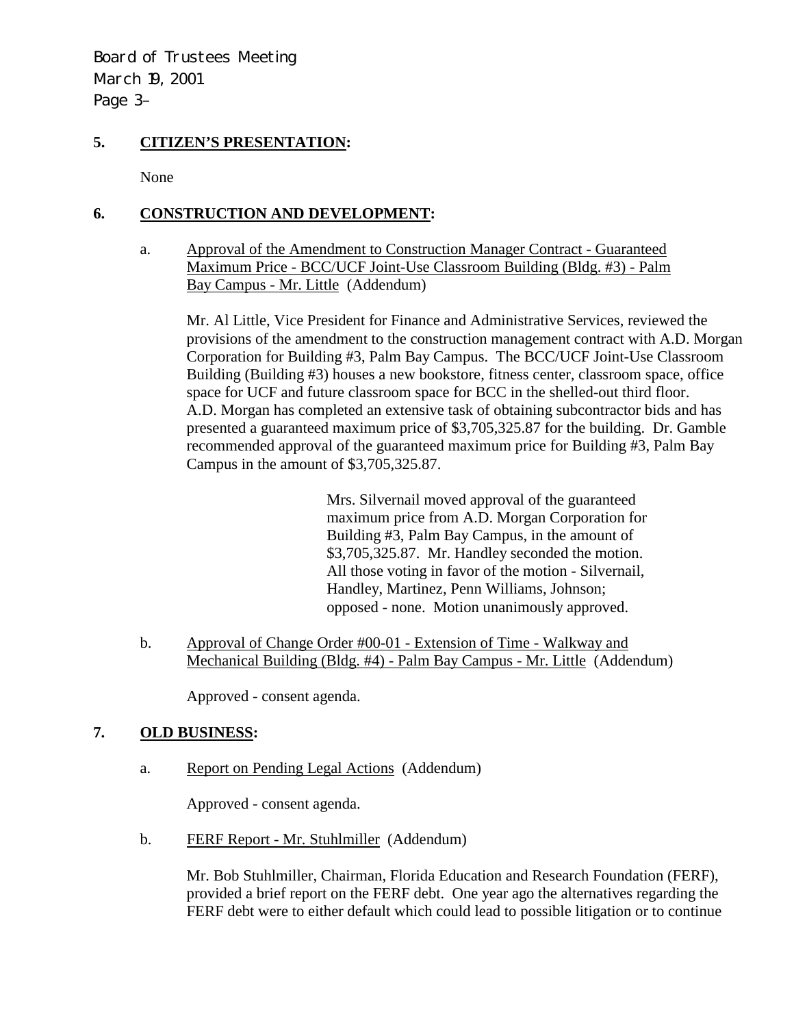## 5. CITIZEN'S PRESENTATION:

None

## 6. CONSTRUCTION AND DEVELOPMENT:

a. Approval of the Amendment to Construction Manager Contract - Guaranteed Maximum Price - BCC/UCF Joint-Use Classroom Building (Bldg. #3) - Palm Bay Campus - Mr. Little (Addendum)

Mr. Al Little, Vice President for Finance and Administrative Services, reviewed the provisions of the amendment to the construction management contract with A.D. Morgan Corporation for Building #3, Palm Bay Campus. The BCC/UCF Joint-Use Classroom Building (Building #3) houses a new bookstore, fitness center, classroom space, office space for UCF and future classroom space for BCC in the shelled-out third floor. A.D. Morgan has completed an extensive task of obtaining subcontractor bids and has presented a guaranteed maximum price of $3,705,325.87 for the building. Dr. Gamble recommended approval of the guaranteed maximum price for Building #3, Palm Bay Campus in the amount of $3,705,325.87.

> Mrs. Silvernail moved approval of the guaranteed maximum price from A.D. Morgan Corporation for Building #3, Palm Bay Campus, in the amount of $3,705,325.87. Mr. Handley seconded the motion. All those voting in favor of the motion - Silvernail, Handley, Martinez, Penn Williams, Johnson; opposed - none. Motion unanimously approved.

b. Approval of Change Order #00-01 - Extension of Time - Walkway and Mechanical Building (Bldg. #4) - Palm Bay Campus - Mr. Little (Addendum)

Approved - consent agenda.

## 7. OLD BUSINESS:

a. Report on Pending Legal Actions (Addendum)

Approved - consent agenda.

b. FERF Report - Mr. Stuhlmiller (Addendum)

Mr. Bob Stuhlmiller, Chairman, Florida Education and Research Foundation (FERF), provided a brief report on the FERF debt. One year ago the alternatives regarding the FERF debt were to either default which could lead to possible litigation or to continue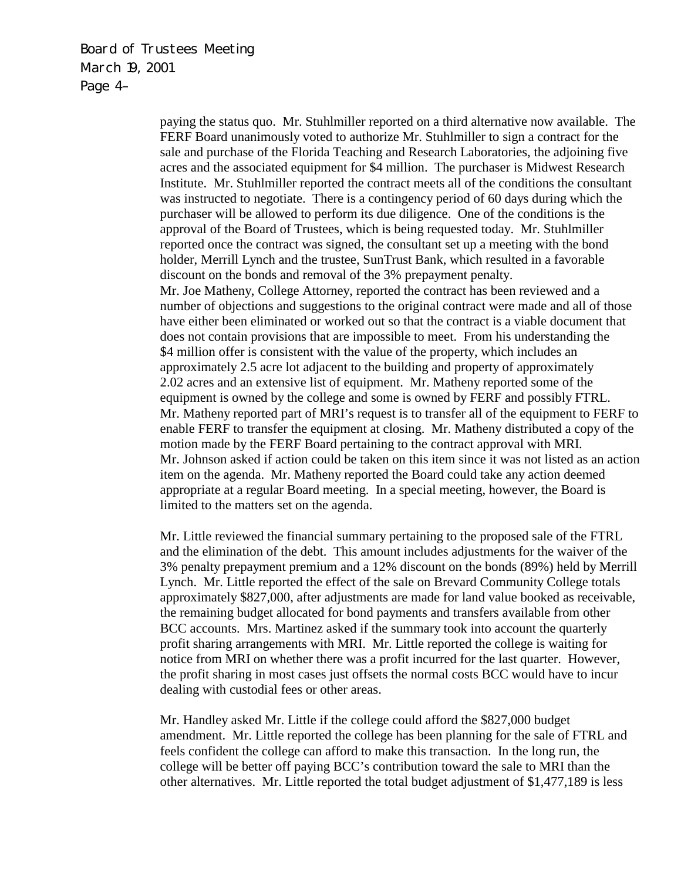paying the status quo. Mr. Stuhlmiller reported on a third alternative now available. The FERF Board unanimously voted to authorize Mr. Stuhlmiller to sign a contract for the sale and purchase of the Florida Teaching and Research Laboratories, the adjoining five acres and the associated equipment for $4 million. The purchaser is Midwest Research Institute. Mr. Stuhlmiller reported the contract meets all of the conditions the consultant was instructed to negotiate. There is a contingency period of 60 days during which the purchaser will be allowed to perform its due diligence. One of the conditions is the approval of the Board of Trustees, which is being requested today. Mr. Stuhlmiller reported once the contract was signed, the consultant set up a meeting with the bond holder, Merrill Lynch and the trustee, SunTrust Bank, which resulted in a favorable discount on the bonds and removal of the 3% prepayment penalty.

Mr. Joe Matheny, College Attorney, reported the contract has been reviewed and a number of objections and suggestions to the original contract were made and all of those have either been eliminated or worked out so that the contract is a viable document that does not contain provisions that are impossible to meet. From his understanding the $4 million offer is consistent with the value of the property, which includes an approximately 2.5 acre lot adjacent to the building and property of approximately 2.02 acres and an extensive list of equipment. Mr. Matheny reported some of the equipment is owned by the college and some is owned by FERF and possibly FTRL. Mr. Matheny reported part of MRI's request is to transfer all of the equipment to FERF to enable FERF to transfer the equipment at closing. Mr. Matheny distributed a copy of the motion made by the FERF Board pertaining to the contract approval with MRI. Mr. Johnson asked if action could be taken on this item since it was not listed as an action item on the agenda. Mr. Matheny reported the Board could take any action deemed appropriate at a regular Board meeting. In a special meeting, however, the Board is limited to the matters set on the agenda.

Mr. Little reviewed the financial summary pertaining to the proposed sale of the FTRL and the elimination of the debt. This amount includes adjustments for the waiver of the 3% penalty prepayment premium and a 12% discount on the bonds (89%) held by Merrill Lynch. Mr. Little reported the effect of the sale on Brevard Community College totals approximately $827,000, after adjustments are made for land value booked as receivable, the remaining budget allocated for bond payments and transfers available from other BCC accounts. Mrs. Martinez asked if the summary took into account the quarterly profit sharing arrangements with MRI. Mr. Little reported the college is waiting for notice from MRI on whether there was a profit incurred for the last quarter. However, the profit sharing in most cases just offsets the normal costs BCC would have to incur dealing with custodial fees or other areas.

Mr. Handley asked Mr. Little if the college could afford the $827,000 budget amendment. Mr. Little reported the college has been planning for the sale of FTRL and feels confident the college can afford to make this transaction. In the long run, the college will be better off paying BCC's contribution toward the sale to MRI than the other alternatives. Mr. Little reported the total budget adjustment of $1,477,189 is less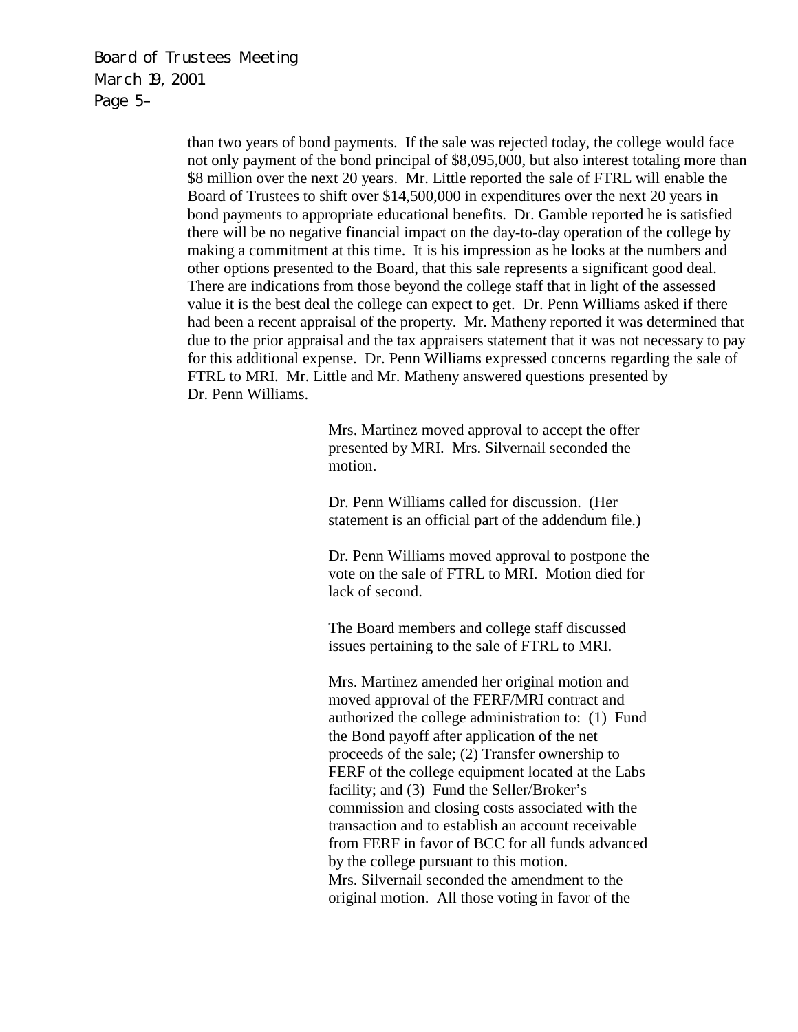than two years of bond payments. If the sale was rejected today, the college would face not only payment of the bond principal of $8,095,000, but also interest totaling more than $8 million over the next 20 years. Mr. Little reported the sale of FTRL will enable the Board of Trustees to shift over $14,500,000 in expenditures over the next 20 years in bond payments to appropriate educational benefits. Dr. Gamble reported he is satisfied there will be no negative financial impact on the day-to-day operation of the college by making a commitment at this time. It is his impression as he looks at the numbers and other options presented to the Board, that this sale represents a significant good deal. There are indications from those beyond the college staff that in light of the assessed value it is the best deal the college can expect to get. Dr. Penn Williams asked if there had been a recent appraisal of the property. Mr. Matheny reported it was determined that due to the prior appraisal and the tax appraisers statement that it was not necessary to pay for this additional expense. Dr. Penn Williams expressed concerns regarding the sale of FTRL to MRI. Mr. Little and Mr. Matheny answered questions presented by Dr. Penn Williams.

Mrs. Martinez moved approval to accept the offer presented by MRI. Mrs. Silvernail seconded the motion.

Dr. Penn Williams called for discussion. (Her statement is an official part of the addendum file.)

Dr. Penn Williams moved approval to postpone the vote on the sale of FTRL to MRI. Motion died for lack of second.

The Board members and college staff discussed issues pertaining to the sale of FTRL to MRI.

Mrs. Martinez amended her original motion and moved approval of the FERF/MRI contract and authorized the college administration to: (1) Fund the Bond payoff after application of the net proceeds of the sale; (2) Transfer ownership to FERF of the college equipment located at the Labs facility; and (3) Fund the Seller/Broker's commission and closing costs associated with the transaction and to establish an account receivable from FERF in favor of BCC for all funds advanced by the college pursuant to this motion.
Mrs. Silvernail seconded the amendment to the original motion. All those voting in favor of the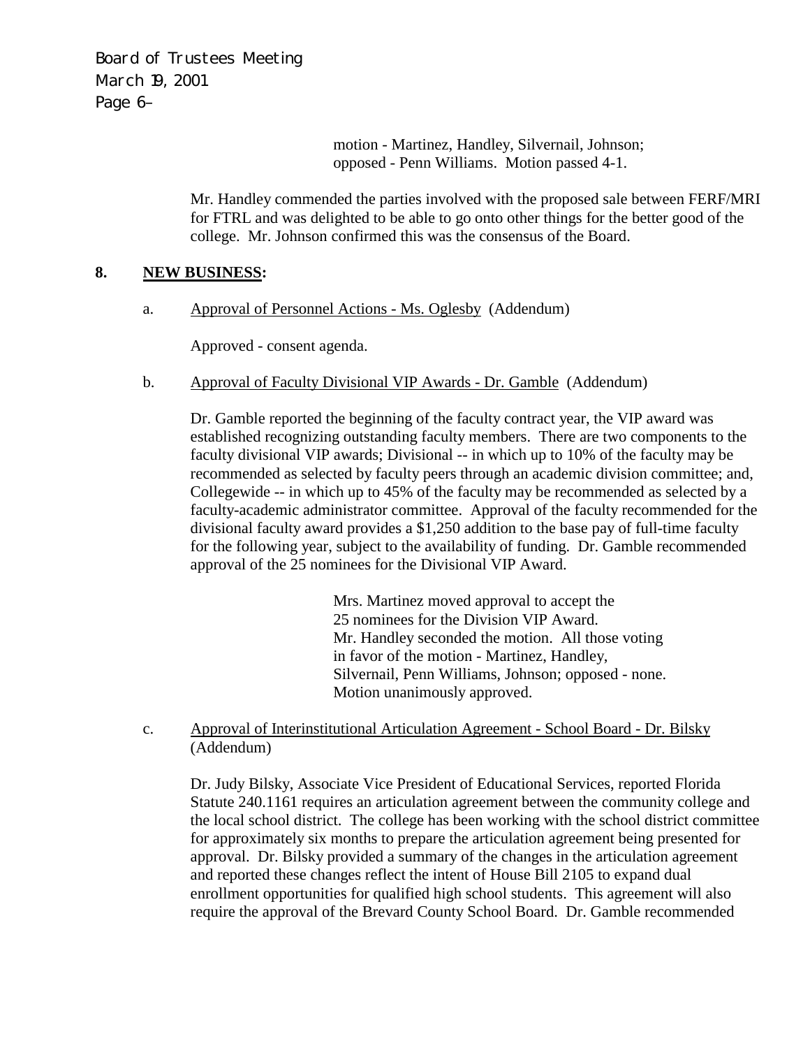motion - Martinez, Handley, Silvernail, Johnson; opposed - Penn Williams. Motion passed 4-1.

Mr. Handley commended the parties involved with the proposed sale between FERF/MRI for FTRL and was delighted to be able to go onto other things for the better good of the college. Mr. Johnson confirmed this was the consensus of the Board.

**8. NEW BUSINESS:**

a. Approval of Personnel Actions - Ms. Oglesby (Addendum)

Approved - consent agenda.

b. Approval of Faculty Divisional VIP Awards - Dr. Gamble (Addendum)

Dr. Gamble reported the beginning of the faculty contract year, the VIP award was established recognizing outstanding faculty members. There are two components to the faculty divisional VIP awards; Divisional -- in which up to 10% of the faculty may be recommended as selected by faculty peers through an academic division committee; and, Collegewide -- in which up to 45% of the faculty may be recommended as selected by a faculty-academic administrator committee. Approval of the faculty recommended for the divisional faculty award provides a $1,250 addition to the base pay of full-time faculty for the following year, subject to the availability of funding. Dr. Gamble recommended approval of the 25 nominees for the Divisional VIP Award.

Mrs. Martinez moved approval to accept the 25 nominees for the Division VIP Award. Mr. Handley seconded the motion. All those voting in favor of the motion - Martinez, Handley, Silvernail, Penn Williams, Johnson; opposed - none. Motion unanimously approved.

c. Approval of Interinstitutional Articulation Agreement - School Board - Dr. Bilsky (Addendum)

Dr. Judy Bilsky, Associate Vice President of Educational Services, reported Florida Statute 240.1161 requires an articulation agreement between the community college and the local school district. The college has been working with the school district committee for approximately six months to prepare the articulation agreement being presented for approval. Dr. Bilsky provided a summary of the changes in the articulation agreement and reported these changes reflect the intent of House Bill 2105 to expand dual enrollment opportunities for qualified high school students. This agreement will also require the approval of the Brevard County School Board. Dr. Gamble recommended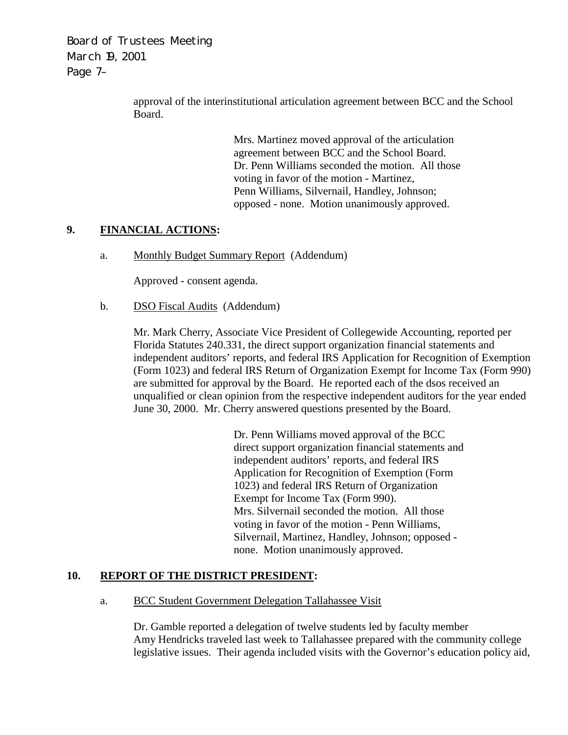approval of the interinstitutional articulation agreement between BCC and the School Board.

> Mrs. Martinez moved approval of the articulation agreement between BCC and the School Board. Dr. Penn Williams seconded the motion. All those voting in favor of the motion - Martinez, Penn Williams, Silvernail, Handley, Johnson; opposed - none. Motion unanimously approved.

## 9. FINANCIAL ACTIONS:

a. Monthly Budget Summary Report (Addendum)

Approved - consent agenda.

b. DSO Fiscal Audits (Addendum)

Mr. Mark Cherry, Associate Vice President of Collegewide Accounting, reported per Florida Statutes 240.331, the direct support organization financial statements and independent auditors' reports, and federal IRS Application for Recognition of Exemption (Form 1023) and federal IRS Return of Organization Exempt for Income Tax (Form 990) are submitted for approval by the Board. He reported each of the dsos received an unqualified or clean opinion from the respective independent auditors for the year ended June 30, 2000. Mr. Cherry answered questions presented by the Board.

> Dr. Penn Williams moved approval of the BCC direct support organization financial statements and independent auditors' reports, and federal IRS Application for Recognition of Exemption (Form 1023) and federal IRS Return of Organization Exempt for Income Tax (Form 990). Mrs. Silvernail seconded the motion. All those voting in favor of the motion - Penn Williams, Silvernail, Martinez, Handley, Johnson; opposed - none. Motion unanimously approved.

## 10. REPORT OF THE DISTRICT PRESIDENT:

a. BCC Student Government Delegation Tallahassee Visit

Dr. Gamble reported a delegation of twelve students led by faculty member Amy Hendricks traveled last week to Tallahassee prepared with the community college legislative issues. Their agenda included visits with the Governor's education policy aid,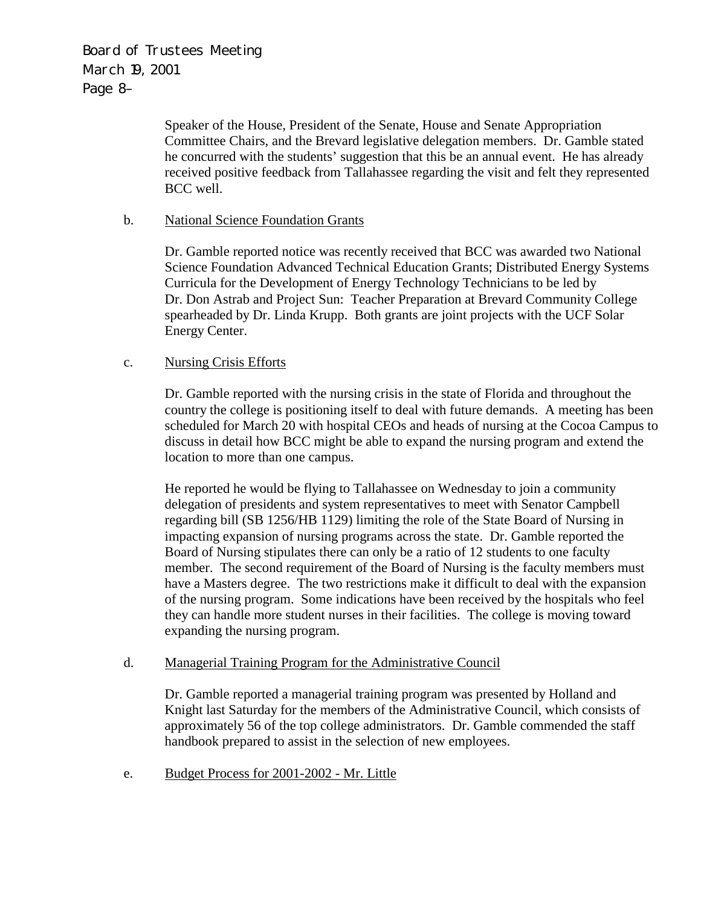Speaker of the House, President of the Senate, House and Senate Appropriation Committee Chairs, and the Brevard legislative delegation members. Dr. Gamble stated he concurred with the students' suggestion that this be an annual event. He has already received positive feedback from Tallahassee regarding the visit and felt they represented BCC well.

b. National Science Foundation Grants

Dr. Gamble reported notice was recently received that BCC was awarded two National Science Foundation Advanced Technical Education Grants; Distributed Energy Systems Curricula for the Development of Energy Technology Technicians to be led by Dr. Don Astrab and Project Sun: Teacher Preparation at Brevard Community College spearheaded by Dr. Linda Krupp. Both grants are joint projects with the UCF Solar Energy Center.

c. Nursing Crisis Efforts

Dr. Gamble reported with the nursing crisis in the state of Florida and throughout the country the college is positioning itself to deal with future demands. A meeting has been scheduled for March 20 with hospital CEOs and heads of nursing at the Cocoa Campus to discuss in detail how BCC might be able to expand the nursing program and extend the location to more than one campus.

He reported he would be flying to Tallahassee on Wednesday to join a community delegation of presidents and system representatives to meet with Senator Campbell regarding bill (SB 1256/HB 1129) limiting the role of the State Board of Nursing in impacting expansion of nursing programs across the state. Dr. Gamble reported the Board of Nursing stipulates there can only be a ratio of 12 students to one faculty member. The second requirement of the Board of Nursing is the faculty members must have a Masters degree. The two restrictions make it difficult to deal with the expansion of the nursing program. Some indications have been received by the hospitals who feel they can handle more student nurses in their facilities. The college is moving toward expanding the nursing program.

d. Managerial Training Program for the Administrative Council

Dr. Gamble reported a managerial training program was presented by Holland and Knight last Saturday for the members of the Administrative Council, which consists of approximately 56 of the top college administrators. Dr. Gamble commended the staff handbook prepared to assist in the selection of new employees.

e. Budget Process for 2001-2002 - Mr. Little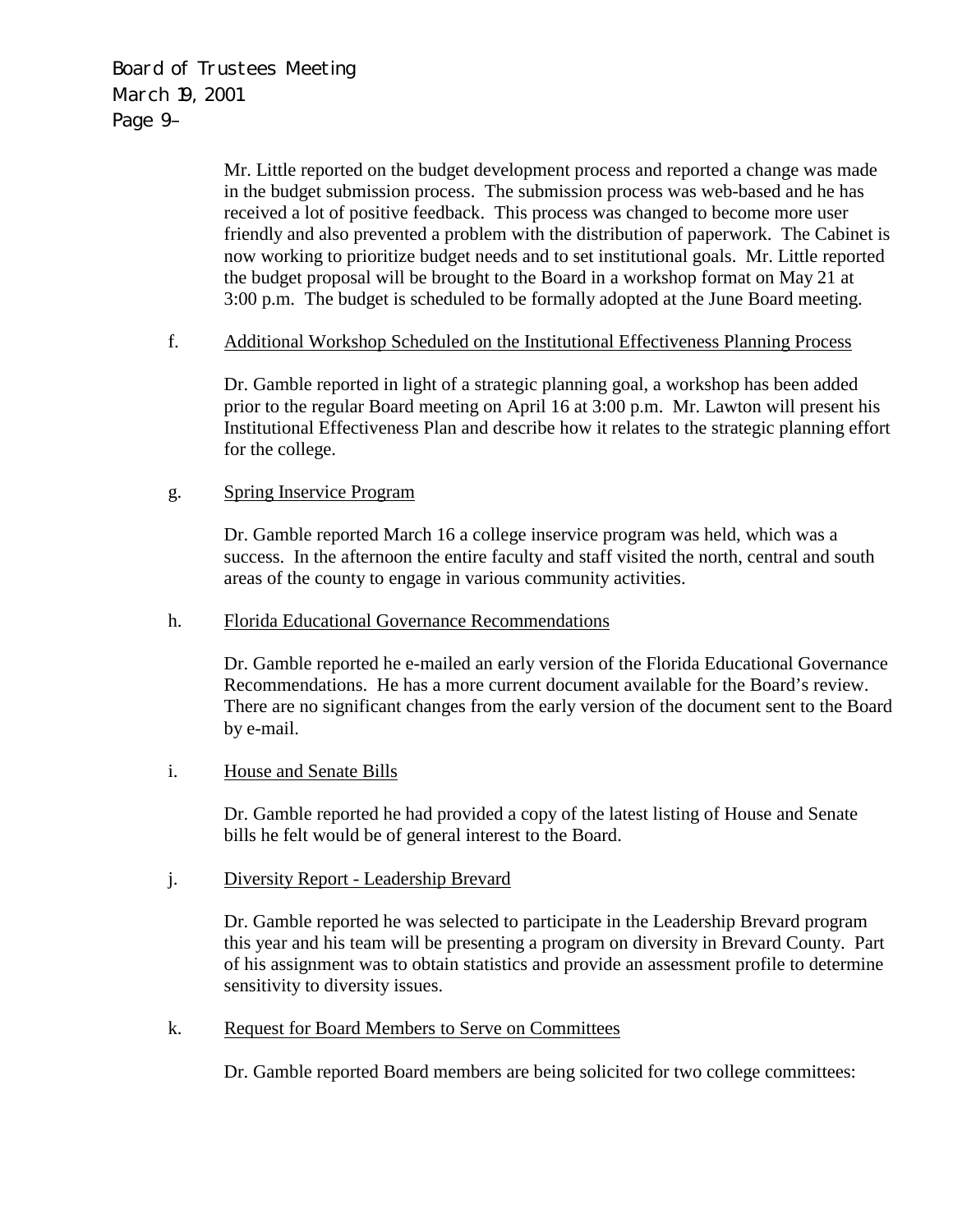Mr. Little reported on the budget development process and reported a change was made in the budget submission process. The submission process was web-based and he has received a lot of positive feedback. This process was changed to become more user friendly and also prevented a problem with the distribution of paperwork. The Cabinet is now working to prioritize budget needs and to set institutional goals. Mr. Little reported the budget proposal will be brought to the Board in a workshop format on May 21 at 3:00 p.m. The budget is scheduled to be formally adopted at the June Board meeting.

f. Additional Workshop Scheduled on the Institutional Effectiveness Planning Process

Dr. Gamble reported in light of a strategic planning goal, a workshop has been added prior to the regular Board meeting on April 16 at 3:00 p.m. Mr. Lawton will present his Institutional Effectiveness Plan and describe how it relates to the strategic planning effort for the college.

g. Spring Inservice Program

Dr. Gamble reported March 16 a college inservice program was held, which was a success. In the afternoon the entire faculty and staff visited the north, central and south areas of the county to engage in various community activities.

h. Florida Educational Governance Recommendations

Dr. Gamble reported he e-mailed an early version of the Florida Educational Governance Recommendations. He has a more current document available for the Board's review. There are no significant changes from the early version of the document sent to the Board by e-mail.

i. House and Senate Bills

Dr. Gamble reported he had provided a copy of the latest listing of House and Senate bills he felt would be of general interest to the Board.

j. Diversity Report - Leadership Brevard

Dr. Gamble reported he was selected to participate in the Leadership Brevard program this year and his team will be presenting a program on diversity in Brevard County. Part of his assignment was to obtain statistics and provide an assessment profile to determine sensitivity to diversity issues.

k. Request for Board Members to Serve on Committees

Dr. Gamble reported Board members are being solicited for two college committees: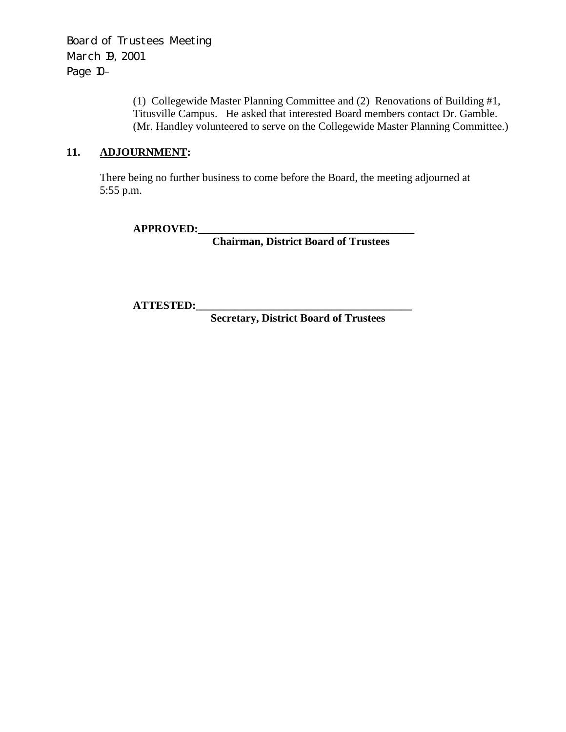(1) Collegewide Master Planning Committee and (2) Renovations of Building #1, Titusville Campus. He asked that interested Board members contact Dr. Gamble. (Mr. Handley volunteered to serve on the Collegewide Master Planning Committee.)

**11. ADJOURNMENT:**

There being no further business to come before the Board, the meeting adjourned at 5:55 p.m.

**APPROVED:\_\_\_\_\_\_\_\_\_\_\_\_\_\_\_\_\_\_\_\_\_\_\_\_\_\_\_\_\_\_\_\_\_\_\_\_\_\_\_\_**
**Chairman, District Board of Trustees**

**ATTESTED:\_\_\_\_\_\_\_\_\_\_\_\_\_\_\_\_\_\_\_\_\_\_\_\_\_\_\_\_\_\_\_\_\_\_\_\_\_\_\_\_**
**Secretary, District Board of Trustees**